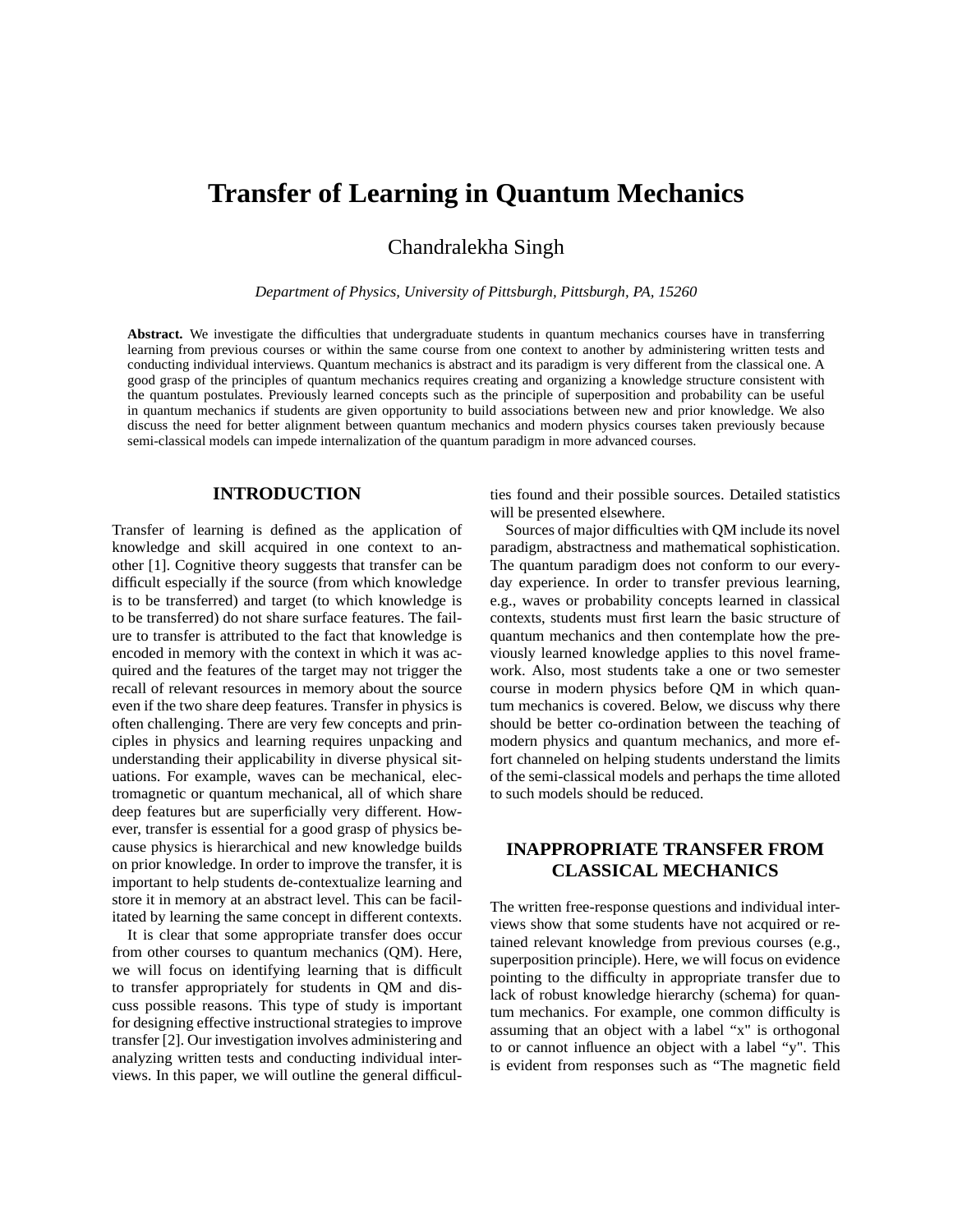# Transfer of Learning in Quantum Mechanics

Chandralekha Singh

*Department of Physics, University of Pittsburgh, Pittsburgh, PA, 15260*

**Abstract.** We investigate the difficulties that undergraduate students in quantum mechanics courses have in transferring learning from previous courses or within the same course from one context to another by administering written tests and conducting individual interviews. Quantum mechanics is abstract and its paradigm is very different from the classical one. A good grasp of the principles of quantum mechanics requires creating and organizing a knowledge structure consistent with the quantum postulates. Previously learned concepts such as the principle of superposition and probability can be useful in quantum mechanics if students are given opportunity to build associations between new and prior knowledge. We also discuss the need for better alignment between quantum mechanics and modern physics courses taken previously because semi-classical models can impede internalization of the quantum paradigm in more advanced courses.

## INTRODUCTION

Transfer of learning is defined as the application of knowledge and skill acquired in one context to another [1]. Cognitive theory suggests that transfer can be difficult especially if the source (from which knowledge is to be transferred) and target (to which knowledge is to be transferred) do not share surface features. The failure to transfer is attributed to the fact that knowledge is encoded in memory with the context in which it was acquired and the features of the target may not trigger the recall of relevant resources in memory about the source even if the two share deep features. Transfer in physics is often challenging. There are very few concepts and principles in physics and learning requires unpacking and understanding their applicability in diverse physical situations. For example, waves can be mechanical, electromagnetic or quantum mechanical, all of which share deep features but are superficially very different. However, transfer is essential for a good grasp of physics because physics is hierarchical and new knowledge builds on prior knowledge. In order to improve the transfer, it is important to help students de-contextualize learning and store it in memory at an abstract level. This can be facilitated by learning the same concept in different contexts.

It is clear that some appropriate transfer does occur from other courses to quantum mechanics (QM). Here, we will focus on identifying learning that is difficult to transfer appropriately for students in QM and discuss possible reasons. This type of study is important for designing effective instructional strategies to improve transfer [2]. Our investigation involves administering and analyzing written tests and conducting individual interviews. In this paper, we will outline the general difficulties found and their possible sources. Detailed statistics will be presented elsewhere.

Sources of major difficulties with QM include its novel paradigm, abstractness and mathematical sophistication. The quantum paradigm does not conform to our everyday experience. In order to transfer previous learning, e.g., waves or probability concepts learned in classical contexts, students must first learn the basic structure of quantum mechanics and then contemplate how the previously learned knowledge applies to this novel framework. Also, most students take a one or two semester course in modern physics before QM in which quantum mechanics is covered. Below, we discuss why there should be better co-ordination between the teaching of modern physics and quantum mechanics, and more effort channeled on helping students understand the limits of the semi-classical models and perhaps the time alloted to such models should be reduced.

## INAPPROPRIATE TRANSFER FROM CLASSICAL MECHANICS

The written free-response questions and individual interviews show that some students have not acquired or retained relevant knowledge from previous courses (e.g., superposition principle). Here, we will focus on evidence pointing to the difficulty in appropriate transfer due to lack of robust knowledge hierarchy (schema) for quantum mechanics. For example, one common difficulty is assuming that an object with a label "x" is orthogonal to or cannot influence an object with a label "y". This is evident from responses such as "The magnetic field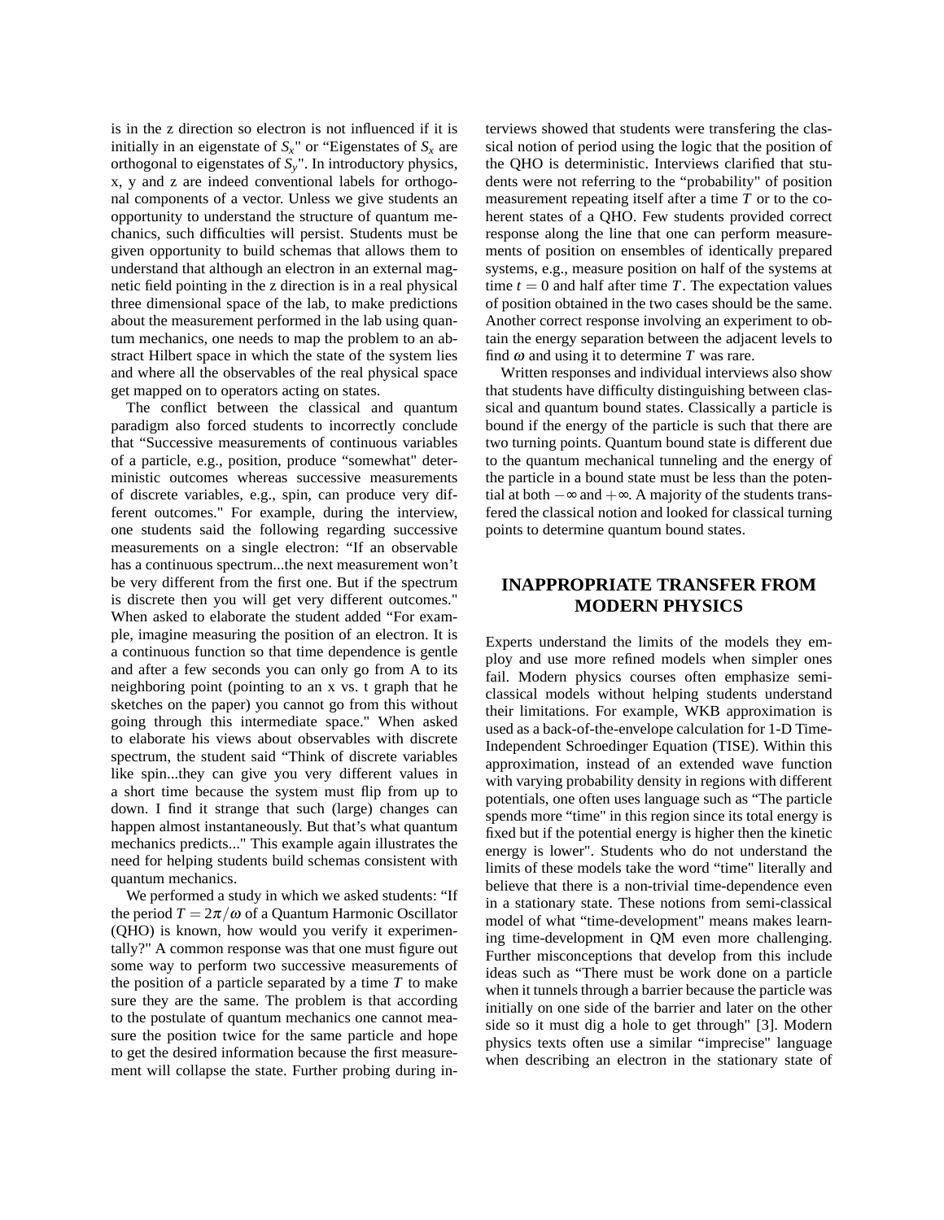is in the z direction so electron is not influenced if it is initially in an eigenstate of $S_x$" or "Eigenstates of $S_x$ are orthogonal to eigenstates of $S_y$". In introductory physics, x, y and z are indeed conventional labels for orthogonal components of a vector. Unless we give students an opportunity to understand the structure of quantum mechanics, such difficulties will persist. Students must be given opportunity to build schemas that allows them to understand that although an electron in an external magnetic field pointing in the z direction is in a real physical three dimensional space of the lab, to make predictions about the measurement performed in the lab using quantum mechanics, one needs to map the problem to an abstract Hilbert space in which the state of the system lies and where all the observables of the real physical space get mapped on to operators acting on states.

The conflict between the classical and quantum paradigm also forced students to incorrectly conclude that "Successive measurements of continuous variables of a particle, e.g., position, produce "somewhat" deterministic outcomes whereas successive measurements of discrete variables, e.g., spin, can produce very different outcomes." For example, during the interview, one students said the following regarding successive measurements on a single electron: "If an observable has a continuous spectrum...the next measurement won't be very different from the first one. But if the spectrum is discrete then you will get very different outcomes." When asked to elaborate the student added "For example, imagine measuring the position of an electron. It is a continuous function so that time dependence is gentle and after a few seconds you can only go from A to its neighboring point (pointing to an x vs. t graph that he sketches on the paper) you cannot go from this without going through this intermediate space." When asked to elaborate his views about observables with discrete spectrum, the student said "Think of discrete variables like spin...they can give you very different values in a short time because the system must flip from up to down. I find it strange that such (large) changes can happen almost instantaneously. But that's what quantum mechanics predicts..." This example again illustrates the need for helping students build schemas consistent with quantum mechanics.

We performed a study in which we asked students: "If the period $T = 2\pi/\omega$ of a Quantum Harmonic Oscillator (QHO) is known, how would you verify it experimentally?" A common response was that one must figure out some way to perform two successive measurements of the position of a particle separated by a time $T$ to make sure they are the same. The problem is that according to the postulate of quantum mechanics one cannot measure the position twice for the same particle and hope to get the desired information because the first measurement will collapse the state. Further probing during interviews showed that students were transfering the classical notion of period using the logic that the position of the QHO is deterministic. Interviews clarified that students were not referring to the "probability" of position measurement repeating itself after a time $T$ or to the coherent states of a QHO. Few students provided correct response along the line that one can perform measurements of position on ensembles of identically prepared systems, e.g., measure position on half of the systems at time $t = 0$ and half after time $T$. The expectation values of position obtained in the two cases should be the same. Another correct response involving an experiment to obtain the energy separation between the adjacent levels to find $\omega$ and using it to determine $T$ was rare.

Written responses and individual interviews also show that students have difficulty distinguishing between classical and quantum bound states. Classically a particle is bound if the energy of the particle is such that there are two turning points. Quantum bound state is different due to the quantum mechanical tunneling and the energy of the particle in a bound state must be less than the potential at both $-\infty$ and $+\infty$. A majority of the students transfered the classical notion and looked for classical turning points to determine quantum bound states.

## INAPPROPRIATE TRANSFER FROM MODERN PHYSICS

Experts understand the limits of the models they employ and use more refined models when simpler ones fail. Modern physics courses often emphasize semi-classical models without helping students understand their limitations. For example, WKB approximation is used as a back-of-the-envelope calculation for 1-D Time-Independent Schroedinger Equation (TISE). Within this approximation, instead of an extended wave function with varying probability density in regions with different potentials, one often uses language such as "The particle spends more "time" in this region since its total energy is fixed but if the potential energy is higher then the kinetic energy is lower". Students who do not understand the limits of these models take the word "time" literally and believe that there is a non-trivial time-dependence even in a stationary state. These notions from semi-classical model of what "time-development" means makes learning time-development in QM even more challenging. Further misconceptions that develop from this include ideas such as "There must be work done on a particle when it tunnels through a barrier because the particle was initially on one side of the barrier and later on the other side so it must dig a hole to get through" [3]. Modern physics texts often use a similar "imprecise" language when describing an electron in the stationary state of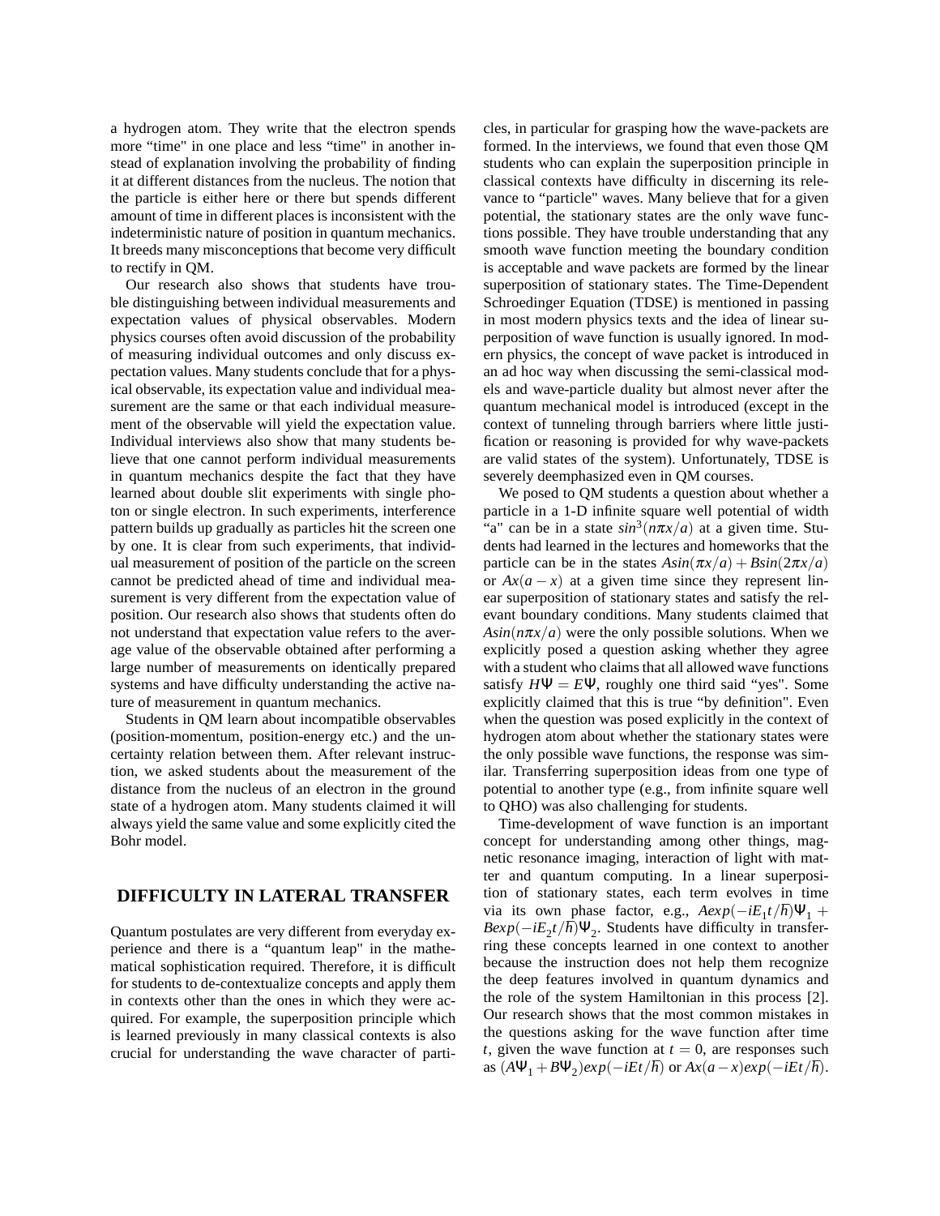a hydrogen atom. They write that the electron spends more "time" in one place and less "time" in another instead of explanation involving the probability of finding it at different distances from the nucleus. The notion that the particle is either here or there but spends different amount of time in different places is inconsistent with the indeterministic nature of position in quantum mechanics. It breeds many misconceptions that become very difficult to rectify in QM.

Our research also shows that students have trouble distinguishing between individual measurements and expectation values of physical observables. Modern physics courses often avoid discussion of the probability of measuring individual outcomes and only discuss expectation values. Many students conclude that for a physical observable, its expectation value and individual measurement are the same or that each individual measurement of the observable will yield the expectation value. Individual interviews also show that many students believe that one cannot perform individual measurements in quantum mechanics despite the fact that they have learned about double slit experiments with single photon or single electron. In such experiments, interference pattern builds up gradually as particles hit the screen one by one. It is clear from such experiments, that individual measurement of position of the particle on the screen cannot be predicted ahead of time and individual measurement is very different from the expectation value of position. Our research also shows that students often do not understand that expectation value refers to the average value of the observable obtained after performing a large number of measurements on identically prepared systems and have difficulty understanding the active nature of measurement in quantum mechanics.

Students in QM learn about incompatible observables (position-momentum, position-energy etc.) and the uncertainty relation between them. After relevant instruction, we asked students about the measurement of the distance from the nucleus of an electron in the ground state of a hydrogen atom. Many students claimed it will always yield the same value and some explicitly cited the Bohr model.

## DIFFICULTY IN LATERAL TRANSFER

Quantum postulates are very different from everyday experience and there is a "quantum leap" in the mathematical sophistication required. Therefore, it is difficult for students to de-contextualize concepts and apply them in contexts other than the ones in which they were acquired. For example, the superposition principle which is learned previously in many classical contexts is also crucial for understanding the wave character of particles, in particular for grasping how the wave-packets are formed. In the interviews, we found that even those QM students who can explain the superposition principle in classical contexts have difficulty in discerning its relevance to "particle" waves. Many believe that for a given potential, the stationary states are the only wave functions possible. They have trouble understanding that any smooth wave function meeting the boundary condition is acceptable and wave packets are formed by the linear superposition of stationary states. The Time-Dependent Schroedinger Equation (TDSE) is mentioned in passing in most modern physics texts and the idea of linear superposition of wave function is usually ignored. In modern physics, the concept of wave packet is introduced in an ad hoc way when discussing the semi-classical models and wave-particle duality but almost never after the quantum mechanical model is introduced (except in the context of tunneling through barriers where little justification or reasoning is provided for why wave-packets are valid states of the system). Unfortunately, TDSE is severely deemphasized even in QM courses.

We posed to QM students a question about whether a particle in a 1-D infinite square well potential of width "a" can be in a state $sin^3(n\pi x/a)$ at a given time. Students had learned in the lectures and homeworks that the particle can be in the states $Asin(\pi x/a) + Bsin(2\pi x/a)$ or $Ax(a-x)$ at a given time since they represent linear superposition of stationary states and satisfy the relevant boundary conditions. Many students claimed that $Asin(n\pi x/a)$ were the only possible solutions. When we explicitly posed a question asking whether they agree with a student who claims that all allowed wave functions satisfy $H\Psi = E\Psi$, roughly one third said "yes". Some explicitly claimed that this is true "by definition". Even when the question was posed explicitly in the context of hydrogen atom about whether the stationary states were the only possible wave functions, the response was similar. Transferring superposition ideas from one type of potential to another type (e.g., from infinite square well to QHO) was also challenging for students.

Time-development of wave function is an important concept for understanding among other things, magnetic resonance imaging, interaction of light with matter and quantum computing. In a linear superposition of stationary states, each term evolves in time via its own phase factor, e.g., $Aexp(-iE_1t/\hbar)\Psi_1 + Bexp(-iE_2t/\hbar)\Psi_2$. Students have difficulty in transferring these concepts learned in one context to another because the instruction does not help them recognize the deep features involved in quantum dynamics and the role of the system Hamiltonian in this process [2]. Our research shows that the most common mistakes in the questions asking for the wave function after time $t$, given the wave function at $t = 0$, are responses such as $(A\Psi_1 + B\Psi_2)exp(-iEt/\hbar)$ or $Ax(a-x)exp(-iEt/\hbar)$.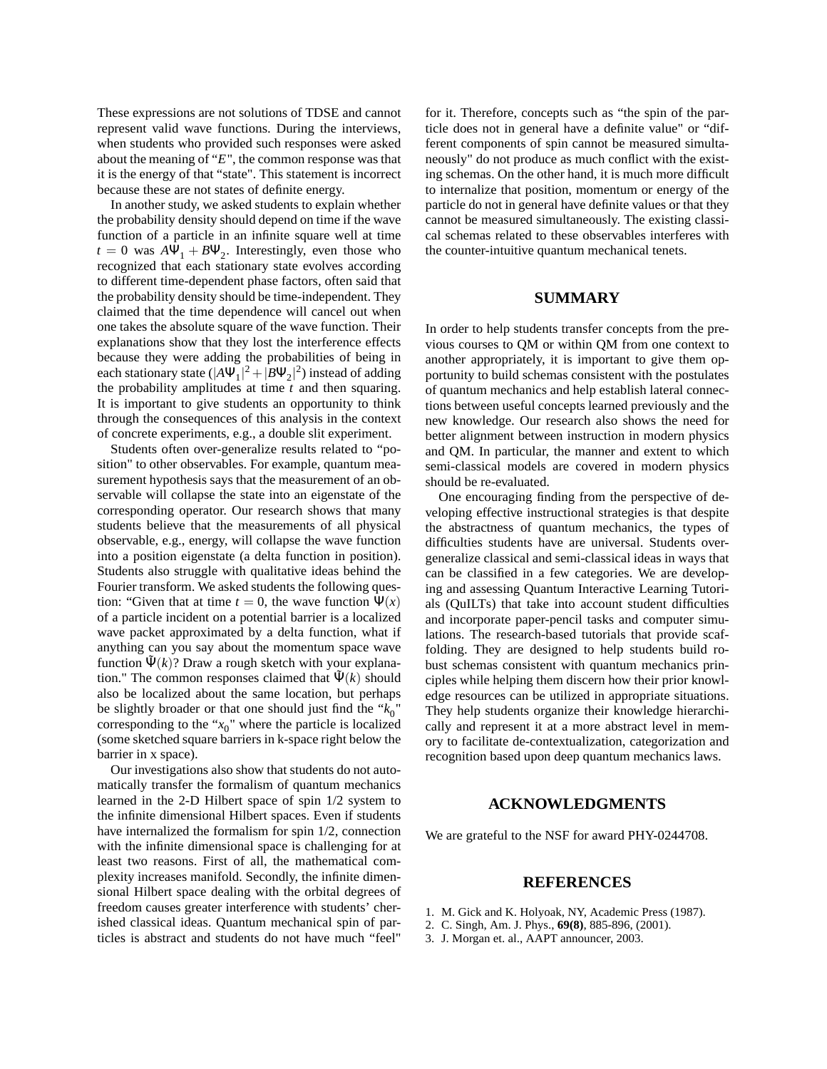These expressions are not solutions of TDSE and cannot represent valid wave functions. During the interviews, when students who provided such responses were asked about the meaning of "$E$", the common response was that it is the energy of that "state". This statement is incorrect because these are not states of definite energy.

In another study, we asked students to explain whether the probability density should depend on time if the wave function of a particle in an infinite square well at time $t = 0$ was $A\Psi_1 + B\Psi_2$. Interestingly, even those who recognized that each stationary state evolves according to different time-dependent phase factors, often said that the probability density should be time-independent. They claimed that the time dependence will cancel out when one takes the absolute square of the wave function. Their explanations show that they lost the interference effects because they were adding the probabilities of being in each stationary state ($|A\Psi_1|^2 + |B\Psi_2|^2$) instead of adding the probability amplitudes at time $t$ and then squaring. It is important to give students an opportunity to think through the consequences of this analysis in the context of concrete experiments, e.g., a double slit experiment.

Students often over-generalize results related to "position" to other observables. For example, quantum measurement hypothesis says that the measurement of an observable will collapse the state into an eigenstate of the corresponding operator. Our research shows that many students believe that the measurements of all physical observable, e.g., energy, will collapse the wave function into a position eigenstate (a delta function in position). Students also struggle with qualitative ideas behind the Fourier transform. We asked students the following question: "Given that at time $t = 0$, the wave function $\Psi(x)$ of a particle incident on a potential barrier is a localized wave packet approximated by a delta function, what if anything can you say about the momentum space wave function $\tilde{\Psi}(k)$? Draw a rough sketch with your explanation." The common responses claimed that $\tilde{\Psi}(k)$ should also be localized about the same location, but perhaps be slightly broader or that one should just find the "$k_0$" corresponding to the "$x_0$" where the particle is localized (some sketched square barriers in k-space right below the barrier in x space).

Our investigations also show that students do not automatically transfer the formalism of quantum mechanics learned in the 2-D Hilbert space of spin 1/2 system to the infinite dimensional Hilbert spaces. Even if students have internalized the formalism for spin 1/2, connection with the infinite dimensional space is challenging for at least two reasons. First of all, the mathematical complexity increases manifold. Secondly, the infinite dimensional Hilbert space dealing with the orbital degrees of freedom causes greater interference with students' cherished classical ideas. Quantum mechanical spin of particles is abstract and students do not have much "feel" for it. Therefore, concepts such as "the spin of the particle does not in general have a definite value" or "different components of spin cannot be measured simultaneously" do not produce as much conflict with the existing schemas. On the other hand, it is much more difficult to internalize that position, momentum or energy of the particle do not in general have definite values or that they cannot be measured simultaneously. The existing classical schemas related to these observables interferes with the counter-intuitive quantum mechanical tenets.

## SUMMARY

In order to help students transfer concepts from the previous courses to QM or within QM from one context to another appropriately, it is important to give them opportunity to build schemas consistent with the postulates of quantum mechanics and help establish lateral connections between useful concepts learned previously and the new knowledge. Our research also shows the need for better alignment between instruction in modern physics and QM. In particular, the manner and extent to which semi-classical models are covered in modern physics should be re-evaluated.

One encouraging finding from the perspective of developing effective instructional strategies is that despite the abstractness of quantum mechanics, the types of difficulties students have are universal. Students overgeneralize classical and semi-classical ideas in ways that can be classified in a few categories. We are developing and assessing Quantum Interactive Learning Tutorials (QuILTs) that take into account student difficulties and incorporate paper-pencil tasks and computer simulations. The research-based tutorials that provide scaffolding. They are designed to help students build robust schemas consistent with quantum mechanics principles while helping them discern how their prior knowledge resources can be utilized in appropriate situations. They help students organize their knowledge hierarchically and represent it at a more abstract level in memory to facilitate de-contextualization, categorization and recognition based upon deep quantum mechanics laws.

## ACKNOWLEDGMENTS

We are grateful to the NSF for award PHY-0244708.

## REFERENCES

1. M. Gick and K. Holyoak, NY, Academic Press (1987).
2. C. Singh, Am. J. Phys., **69(8)**, 885-896, (2001).
3. J. Morgan et. al., AAPT announcer, 2003.